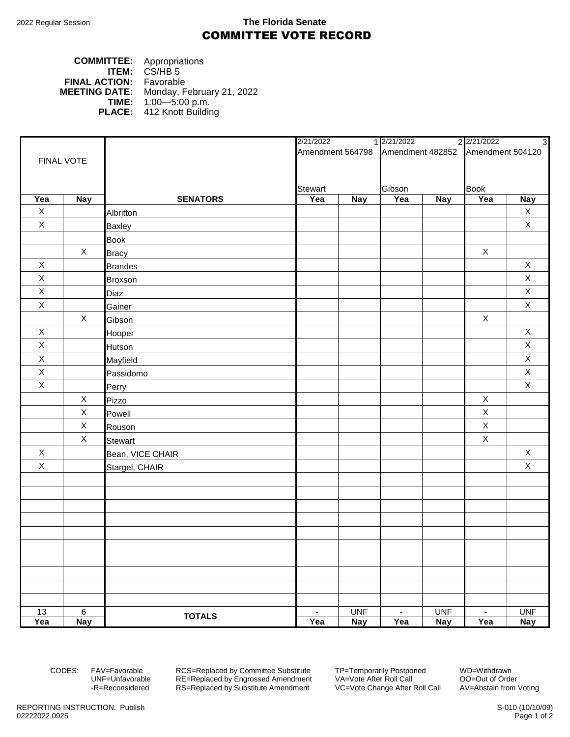2022 Regular Session

**The Florida Senate**

# COMMITTEE VOTE RECORD

**COMMITTEE:** Appropriations
**ITEM:** CS/HB 5
**FINAL ACTION:** Favorable
**MEETING DATE:** Monday, February 21, 2022
**TIME:** 1:00—5:00 p.m.
**PLACE:** 412 Knott Building

| FINAL VOTE | | | 2/21/2022 1 Amendment 564798 Stewart | | 2/21/2022 2 Amendment 482852 Gibson | | 2/21/2022 3 Amendment 504120 Book | |
|---|---|---|---|---|---|---|---|---|
| **Yea** | **Nay** | **SENATORS** | **Yea** | **Nay** | **Yea** | **Nay** | **Yea** | **Nay** |
| X | | Albritton | | | | | | X |
| X | | Baxley | | | | | | X |
| | | Book | | | | | | |
| | X | Bracy | | | | | X | |
| X | | Brandes | | | | | | X |
| X | | Broxson | | | | | | X |
| X | | Diaz | | | | | | X |
| X | | Gainer | | | | | | X |
| | X | Gibson | | | | | X | |
| X | | Hooper | | | | | | X |
| X | | Hutson | | | | | | X |
| X | | Mayfield | | | | | | X |
| X | | Passidomo | | | | | | X |
| X | | Perry | | | | | | X |
| | X | Pizzo | | | | | X | |
| | X | Powell | | | | | X | |
| | X | Rouson | | | | | X | |
| | X | Stewart | | | | | X | |
| X | | Bean, VICE CHAIR | | | | | | X |
| X | | Stargel, CHAIR | | | | | | X |
| 13 | 6 | **TOTALS** | - | UNF | - | UNF | - | UNF |
| **Yea** | **Nay** | | **Yea** | **Nay** | **Yea** | **Nay** | **Yea** | **Nay** |

CODES: FAV=Favorable, UNF=Unfavorable, -R=Reconsidered, RCS=Replaced by Committee Substitute, RE=Replaced by Engrossed Amendment, RS=Replaced by Substitute Amendment, TP=Temporarily Postponed, VA=Vote After Roll Call, VC=Vote Change After Roll Call, WD=Withdrawn, OO=Out of Order, AV=Abstain from Voting

REPORTING INSTRUCTION: Publish
02222022.0925

S-010 (10/10/09)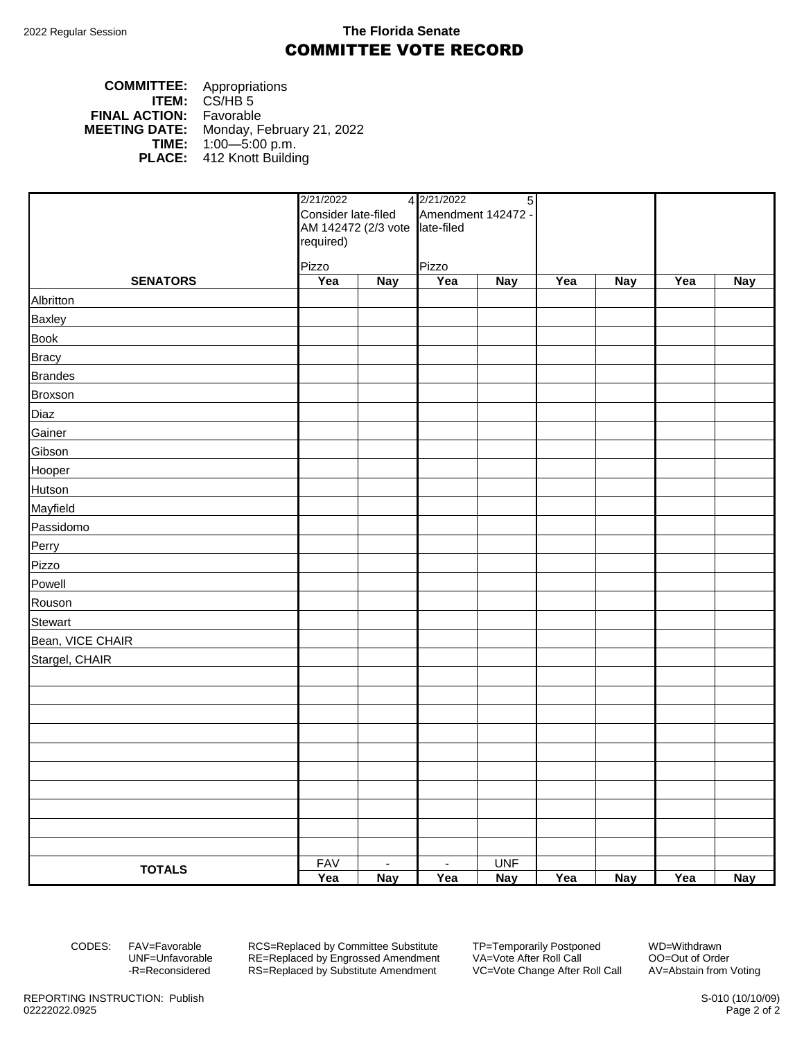2022 Regular Session

**The Florida Senate**

## COMMITTEE VOTE RECORD

**COMMITTEE:** Appropriations
**ITEM:** CS/HB 5
**FINAL ACTION:** Favorable
**MEETING DATE:** Monday, February 21, 2022
**TIME:** 1:00—5:00 p.m.
**PLACE:** 412 Knott Building

| | 2/21/2022 4 Consider late-filed AM 142472 (2/3 vote required) Pizzo | | 2/21/2022 5 Amendment 142472 - late-filed Pizzo | | | | | |
|---|---|---|---|---|---|---|---|---|
| **SENATORS** | **Yea** | **Nay** | **Yea** | **Nay** | **Yea** | **Nay** | **Yea** | **Nay** |
| Albritton | | | | | | | | |
| Baxley | | | | | | | | |
| Book | | | | | | | | |
| Bracy | | | | | | | | |
| Brandes | | | | | | | | |
| Broxson | | | | | | | | |
| Diaz | | | | | | | | |
| Gainer | | | | | | | | |
| Gibson | | | | | | | | |
| Hooper | | | | | | | | |
| Hutson | | | | | | | | |
| Mayfield | | | | | | | | |
| Passidomo | | | | | | | | |
| Perry | | | | | | | | |
| Pizzo | | | | | | | | |
| Powell | | | | | | | | |
| Rouson | | | | | | | | |
| Stewart | | | | | | | | |
| Bean, VICE CHAIR | | | | | | | | |
| Stargel, CHAIR | | | | | | | | |
| | | | | | | | | |
| | | | | | | | | |
| | | | | | | | | |
| | | | | | | | | |
| | | | | | | | | |
| | | | | | | | | |
| | | | | | | | | |
| | | | | | | | | |
| | | | | | | | | |
| | | | | | | | | |
| **TOTALS** | FAV | - | - | UNF | | | | |
| | **Yea** | **Nay** | **Yea** | **Nay** | **Yea** | **Nay** | **Yea** | **Nay** |

CODES: FAV=Favorable, UNF=Unfavorable, -R=Reconsidered, RCS=Replaced by Committee Substitute, RE=Replaced by Engrossed Amendment, RS=Replaced by Substitute Amendment, TP=Temporarily Postponed, VA=Vote After Roll Call, VC=Vote Change After Roll Call, WD=Withdrawn, OO=Out of Order, AV=Abstain from Voting

REPORTING INSTRUCTION: Publish
02222022.0925

S-010 (10/10/09)